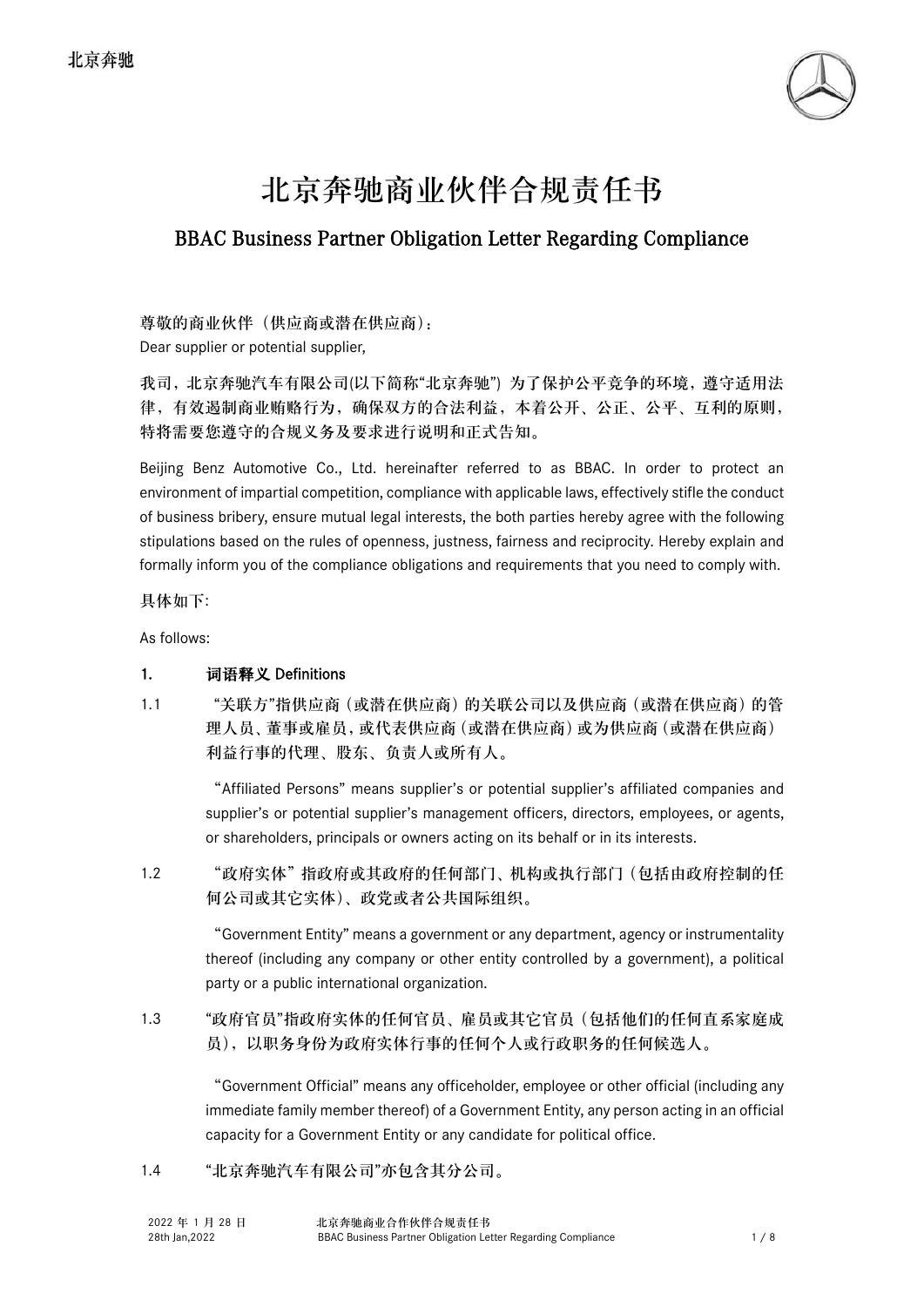# 北京奔驰商业伙伴合规责任书

## BBAC Business Partner Obligation Letter Regarding Compliance

尊敬的商业伙伴（供应商或潜在供应商）：
Dear supplier or potential supplier,

**我司，北京奔驰汽车有限公司(以下简称"北京奔驰") 为了保护公平竞争的环境，遵守适用法律，有效遏制商业贿赂行为，确保双方的合法利益，本着公开、公正、公平、互利的原则，特将需要您遵守的合规义务及要求进行说明和正式告知。**

Beijing Benz Automotive Co., Ltd. hereinafter referred to as BBAC. In order to protect an environment of impartial competition, compliance with applicable laws, effectively stifle the conduct of business bribery, ensure mutual legal interests, the both parties hereby agree with the following stipulations based on the rules of openness, justness, fairness and reciprocity. Hereby explain and formally inform you of the compliance obligations and requirements that you need to comply with.

具体如下:

As follows:

**1. 词语释义 Definitions**

1.1 **"关联方"指供应商（或潜在供应商）的关联公司以及供应商（或潜在供应商）的管理人员、董事或雇员，或代表供应商（或潜在供应商）或为供应商（或潜在供应商）利益行事的代理、股东、负责人或所有人。**

"Affiliated Persons" means supplier's or potential supplier's affiliated companies and supplier's or potential supplier's management officers, directors, employees, or agents, or shareholders, principals or owners acting on its behalf or in its interests.

1.2 **"政府实体"指政府或其政府的任何部门、机构或执行部门（包括由政府控制的任何公司或其它实体）、政党或者公共国际组织。**

"Government Entity" means a government or any department, agency or instrumentality thereof (including any company or other entity controlled by a government), a political party or a public international organization.

1.3 **"政府官员"指政府实体的任何官员、雇员或其它官员（包括他们的任何直系家庭成员），以职务身份为政府实体行事的任何个人或行政职务的任何候选人。**

"Government Official" means any officeholder, employee or other official (including any immediate family member thereof) of a Government Entity, any person acting in an official capacity for a Government Entity or any candidate for political office.

1.4 **"北京奔驰汽车有限公司"亦包含其分公司。**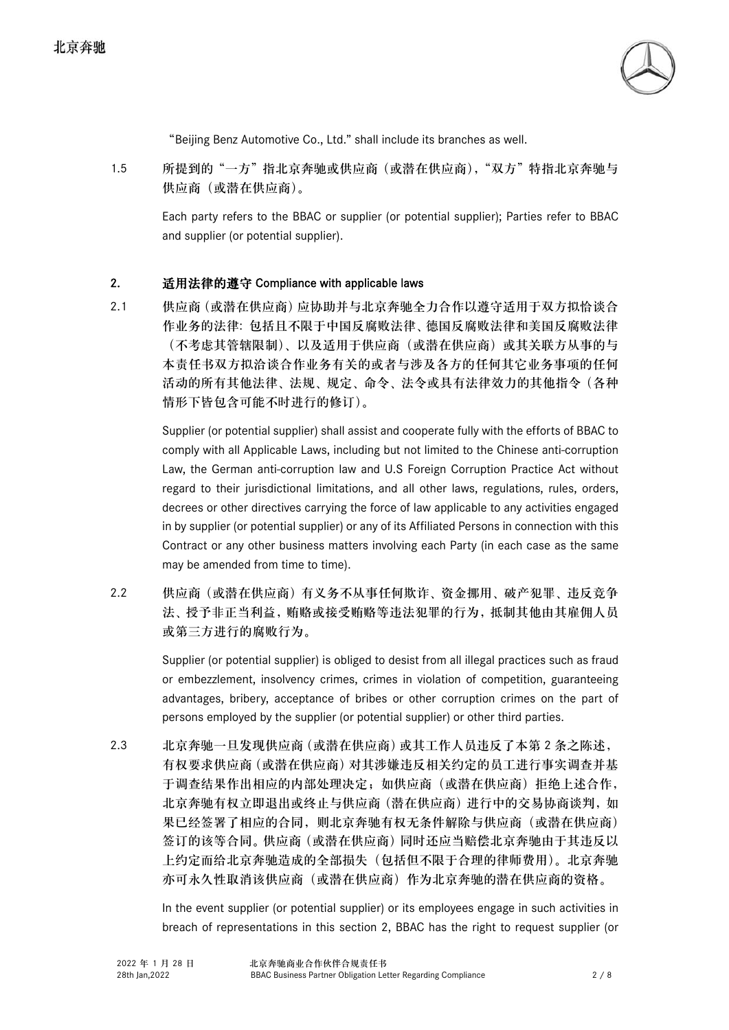"Beijing Benz Automotive Co., Ltd." shall include its branches as well.

1.5 **所提到的"一方"指北京奔驰或供应商（或潜在供应商），"双方"特指北京奔驰与供应商（或潜在供应商）。**

Each party refers to the BBAC or supplier (or potential supplier); Parties refer to BBAC and supplier (or potential supplier).

## 2. 适用法律的遵守 Compliance with applicable laws

2.1 **供应商（或潜在供应商）应协助并与北京奔驰全力合作以遵守适用于双方拟恰谈合作业务的法律：包括且不限于中国反腐败法律、德国反腐败法律和美国反腐败法律（不考虑其管辖限制）、以及适用于供应商（或潜在供应商）或其关联方从事的与本责任书双方拟洽谈合作业务有关的或者与涉及各方的任何其它业务事项的任何活动的所有其他法律、法规、规定、命令、法令或具有法律效力的其他指令（各种情形下皆包含可能不时进行的修订）。**

Supplier (or potential supplier) shall assist and cooperate fully with the efforts of BBAC to comply with all Applicable Laws, including but not limited to the Chinese anti-corruption Law, the German anti-corruption law and U.S Foreign Corruption Practice Act without regard to their jurisdictional limitations, and all other laws, regulations, rules, orders, decrees or other directives carrying the force of law applicable to any activities engaged in by supplier (or potential supplier) or any of its Affiliated Persons in connection with this Contract or any other business matters involving each Party (in each case as the same may be amended from time to time).

2.2 **供应商（或潜在供应商）有义务不从事任何欺诈、资金挪用、破产犯罪、违反竞争法、授予非正当利益，贿赂或接受贿赂等违法犯罪的行为，抵制其他由其雇佣人员或第三方进行的腐败行为。**

Supplier (or potential supplier) is obliged to desist from all illegal practices such as fraud or embezzlement, insolvency crimes, crimes in violation of competition, guaranteeing advantages, bribery, acceptance of bribes or other corruption crimes on the part of persons employed by the supplier (or potential supplier) or other third parties.

2.3 **北京奔驰一旦发现供应商（或潜在供应商）或其工作人员违反了本第 2 条之陈述，有权要求供应商（或潜在供应商）对其涉嫌违反相关约定的员工进行事实调查并基于调查结果作出相应的内部处理决定；如供应商（或潜在供应商）拒绝上述合作，北京奔驰有权立即退出或终止与供应商（潜在供应商）进行中的交易协商谈判，如果已经签署了相应的合同，则北京奔驰有权无条件解除与供应商（或潜在供应商）签订的该等合同。供应商（或潜在供应商）同时还应当赔偿北京奔驰由于其违反以上约定而给北京奔驰造成的全部损失（包括但不限于合理的律师费用）。北京奔驰亦可永久性取消该供应商（或潜在供应商）作为北京奔驰的潜在供应商的资格。**

In the event supplier (or potential supplier) or its employees engage in such activities in breach of representations in this section 2, BBAC has the right to request supplier (or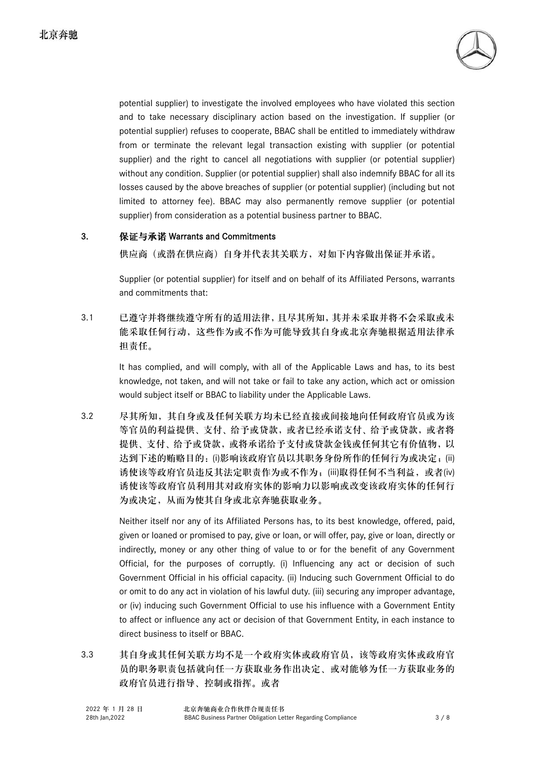potential supplier) to investigate the involved employees who have violated this section and to take necessary disciplinary action based on the investigation. If supplier (or potential supplier) refuses to cooperate, BBAC shall be entitled to immediately withdraw from or terminate the relevant legal transaction existing with supplier (or potential supplier) and the right to cancel all negotiations with supplier (or potential supplier) without any condition. Supplier (or potential supplier) shall also indemnify BBAC for all its losses caused by the above breaches of supplier (or potential supplier) (including but not limited to attorney fee). BBAC may also permanently remove supplier (or potential supplier) from consideration as a potential business partner to BBAC.

## 3. 保证与承诺 Warrants and Commitments

**供应商（或潜在供应商）自身并代表其关联方，对如下内容做出保证并承诺。**

Supplier (or potential supplier) for itself and on behalf of its Affiliated Persons, warrants and commitments that:

3.1 **已遵守并将继续遵守所有的适用法律，且尽其所知，其并未采取并将不会采取或未能采取任何行动，这些作为或不作为可能导致其自身或北京奔驰根据适用法律承担责任。**

It has complied, and will comply, with all of the Applicable Laws and has, to its best knowledge, not taken, and will not take or fail to take any action, which act or omission would subject itself or BBAC to liability under the Applicable Laws.

3.2 **尽其所知，其自身或及任何关联方均未已经直接或间接地向任何政府官员或为该等官员的利益提供、支付、给予或贷款，或者已经承诺支付、给予或贷款，或者将提供、支付、给予或贷款，或将承诺给予支付或贷款金钱或任何其它有价值物，以达到下述的贿赂目的：(i)影响该政府官员以其职务身份所作的任何行为或决定；(ii)诱使该等政府官员违反其法定职责作为或不作为；(iii)取得任何不当利益，或者(iv)诱使该等政府官员利用其对政府实体的影响力以影响或改变该政府实体的任何行为或决定，从而为使其自身或北京奔驰获取业务。**

Neither itself nor any of its Affiliated Persons has, to its best knowledge, offered, paid, given or loaned or promised to pay, give or loan, or will offer, pay, give or loan, directly or indirectly, money or any other thing of value to or for the benefit of any Government Official, for the purposes of corruptly. (i) Influencing any act or decision of such Government Official in his official capacity. (ii) Inducing such Government Official to do or omit to do any act in violation of his lawful duty. (iii) securing any improper advantage, or (iv) inducing such Government Official to use his influence with a Government Entity to affect or influence any act or decision of that Government Entity, in each instance to direct business to itself or BBAC.

3.3 **其自身或其任何关联方均不是一个政府实体或政府官员，该等政府实体或政府官员的职务职责包括就向任一方获取业务作出决定、或对能够为任一方获取业务的政府官员进行指导、控制或指挥。或者**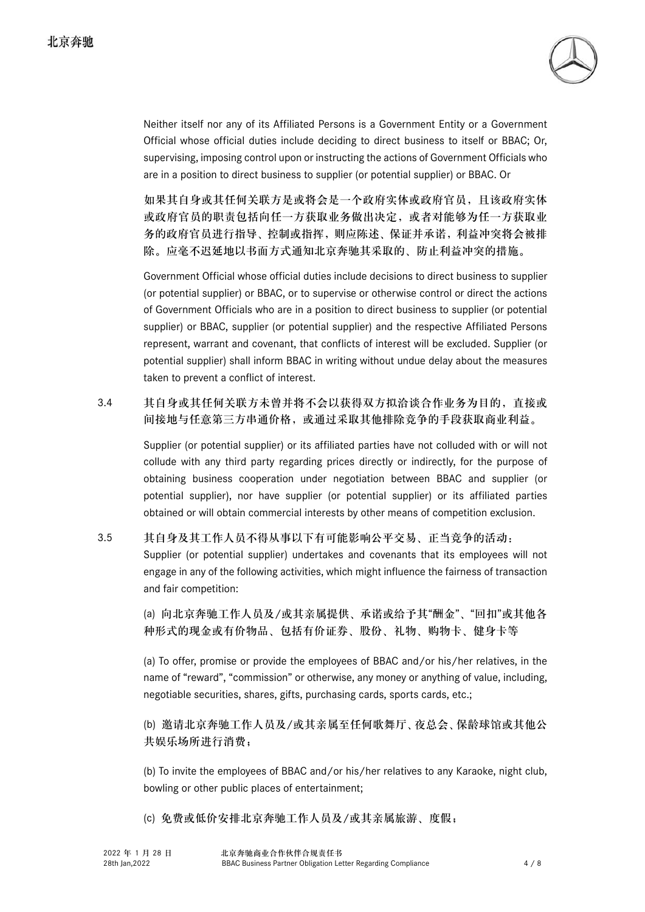Neither itself nor any of its Affiliated Persons is a Government Entity or a Government Official whose official duties include deciding to direct business to itself or BBAC; Or, supervising, imposing control upon or instructing the actions of Government Officials who are in a position to direct business to supplier (or potential supplier) or BBAC. Or

**如果其自身或其任何关联方是或将会是一个政府实体或政府官员，且该政府实体或政府官员的职责包括向任一方获取业务做出决定，或者对能够为任一方获取业务的政府官员进行指导、控制或指挥，则应陈述、保证并承诺，利益冲突将会被排除。应毫不迟延地以书面方式通知北京奔驰其采取的、防止利益冲突的措施。**

Government Official whose official duties include decisions to direct business to supplier (or potential supplier) or BBAC, or to supervise or otherwise control or direct the actions of Government Officials who are in a position to direct business to supplier (or potential supplier) or BBAC, supplier (or potential supplier) and the respective Affiliated Persons represent, warrant and covenant, that conflicts of interest will be excluded. Supplier (or potential supplier) shall inform BBAC in writing without undue delay about the measures taken to prevent a conflict of interest.

3.4 **其自身或其任何关联方未曾并将不会以获得双方拟洽谈合作业务为目的，直接或间接地与任意第三方串通价格，或通过采取其他排除竞争的手段获取商业利益。**

Supplier (or potential supplier) or its affiliated parties have not colluded with or will not collude with any third party regarding prices directly or indirectly, for the purpose of obtaining business cooperation under negotiation between BBAC and supplier (or potential supplier), nor have supplier (or potential supplier) or its affiliated parties obtained or will obtain commercial interests by other means of competition exclusion.

3.5 **其自身及其工作人员不得从事以下有可能影响公平交易、正当竞争的活动：**
Supplier (or potential supplier) undertakes and covenants that its employees will not engage in any of the following activities, which might influence the fairness of transaction and fair competition:

**(a) 向北京奔驰工作人员及/或其亲属提供、承诺或给予其"酬金"、"回扣"或其他各种形式的现金或有价物品、包括有价证券、股份、礼物、购物卡、健身卡等**

(a) To offer, promise or provide the employees of BBAC and/or his/her relatives, in the name of "reward", "commission" or otherwise, any money or anything of value, including, negotiable securities, shares, gifts, purchasing cards, sports cards, etc.;

**(b) 邀请北京奔驰工作人员及/或其亲属至任何歌舞厅、夜总会、保龄球馆或其他公共娱乐场所进行消费；**

(b) To invite the employees of BBAC and/or his/her relatives to any Karaoke, night club, bowling or other public places of entertainment;

**(c) 免费或低价安排北京奔驰工作人员及/或其亲属旅游、度假；**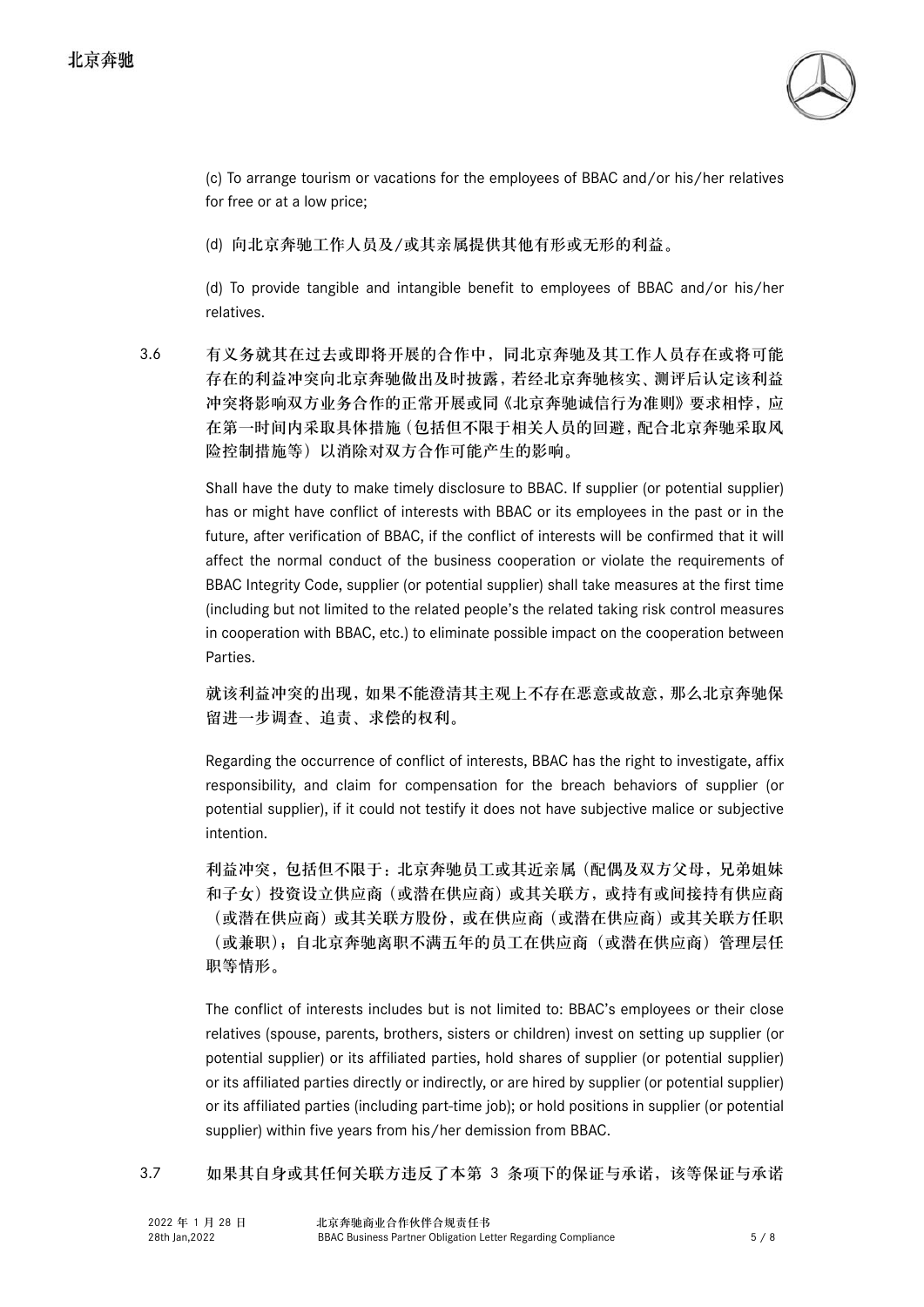(c) To arrange tourism or vacations for the employees of BBAC and/or his/her relatives for free or at a low price;

(d) 向北京奔驰工作人员及/或其亲属提供其他有形或无形的利益。

(d) To provide tangible and intangible benefit to employees of BBAC and/or his/her relatives.

3.6 **有义务就其在过去或即将开展的合作中，同北京奔驰及其工作人员存在或将可能存在的利益冲突向北京奔驰做出及时披露，若经北京奔驰核实、测评后认定该利益冲突将影响双方业务合作的正常开展或同《北京奔驰诚信行为准则》要求相悖，应在第一时间内采取具体措施（包括但不限于相关人员的回避，配合北京奔驰采取风险控制措施等）以消除对双方合作可能产生的影响。**

Shall have the duty to make timely disclosure to BBAC. If supplier (or potential supplier) has or might have conflict of interests with BBAC or its employees in the past or in the future, after verification of BBAC, if the conflict of interests will be confirmed that it will affect the normal conduct of the business cooperation or violate the requirements of BBAC Integrity Code, supplier (or potential supplier) shall take measures at the first time (including but not limited to the related people's the related taking risk control measures in cooperation with BBAC, etc.) to eliminate possible impact on the cooperation between Parties.

**就该利益冲突的出现，如果不能澄清其主观上不存在恶意或故意，那么北京奔驰保留进一步调查、追责、求偿的权利。**

Regarding the occurrence of conflict of interests, BBAC has the right to investigate, affix responsibility, and claim for compensation for the breach behaviors of supplier (or potential supplier), if it could not testify it does not have subjective malice or subjective intention.

**利益冲突，包括但不限于：北京奔驰员工或其近亲属（配偶及双方父母，兄弟姐妹和子女）投资设立供应商（或潜在供应商）或其关联方，或持有或间接持有供应商（或潜在供应商）或其关联方股份，或在供应商（或潜在供应商）或其关联方任职（或兼职）；自北京奔驰离职不满五年的员工在供应商（或潜在供应商）管理层任职等情形。**

The conflict of interests includes but is not limited to: BBAC's employees or their close relatives (spouse, parents, brothers, sisters or children) invest on setting up supplier (or potential supplier) or its affiliated parties, hold shares of supplier (or potential supplier) or its affiliated parties directly or indirectly, or are hired by supplier (or potential supplier) or its affiliated parties (including part-time job); or hold positions in supplier (or potential supplier) within five years from his/her demission from BBAC.

3.7 **如果其自身或其任何关联方违反了本第 3 条项下的保证与承诺，该等保证与承诺**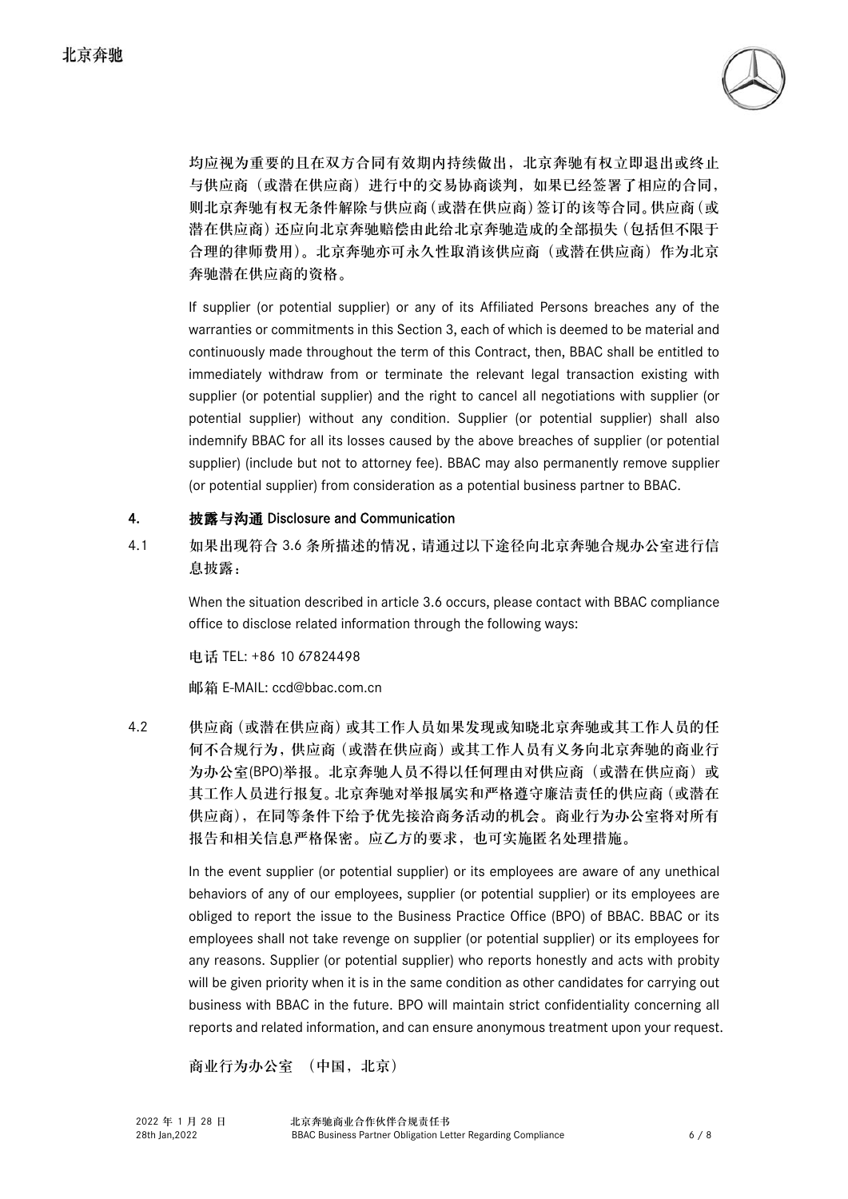**均应视为重要的且在双方合同有效期内持续做出，北京奔驰有权立即退出或终止与供应商（或潜在供应商）进行中的交易协商谈判，如果已经签署了相应的合同，则北京奔驰有权无条件解除与供应商(或潜在供应商)签订的该等合同。供应商(或潜在供应商)还应向北京奔驰赔偿由此给北京奔驰造成的全部损失(包括但不限于合理的律师费用)。北京奔驰亦可永久性取消该供应商（或潜在供应商）作为北京奔驰潜在供应商的资格。**

If supplier (or potential supplier) or any of its Affiliated Persons breaches any of the warranties or commitments in this Section 3, each of which is deemed to be material and continuously made throughout the term of this Contract, then, BBAC shall be entitled to immediately withdraw from or terminate the relevant legal transaction existing with supplier (or potential supplier) and the right to cancel all negotiations with supplier (or potential supplier) without any condition. Supplier (or potential supplier) shall also indemnify BBAC for all its losses caused by the above breaches of supplier (or potential supplier) (include but not to attorney fee). BBAC may also permanently remove supplier (or potential supplier) from consideration as a potential business partner to BBAC.

## 4. 披露与沟通 Disclosure and Communication

4.1 **如果出现符合 3.6 条所描述的情况，请通过以下途径向北京奔驰合规办公室进行信息披露：**

When the situation described in article 3.6 occurs, please contact with BBAC compliance office to disclose related information through the following ways:

电话 TEL: +86 10 67824498

邮箱 E-MAIL: ccd@bbac.com.cn

4.2 **供应商（或潜在供应商）或其工作人员如果发现或知晓北京奔驰或其工作人员的任何不合规行为，供应商（或潜在供应商）或其工作人员有义务向北京奔驰的商业行为办公室(BPO)举报。北京奔驰人员不得以任何理由对供应商（或潜在供应商）或其工作人员进行报复。北京奔驰对举报属实和严格遵守廉洁责任的供应商（或潜在供应商），在同等条件下给予优先接洽商务活动的机会。商业行为办公室将对所有报告和相关信息严格保密。应乙方的要求，也可实施匿名处理措施。**

In the event supplier (or potential supplier) or its employees are aware of any unethical behaviors of any of our employees, supplier (or potential supplier) or its employees are obliged to report the issue to the Business Practice Office (BPO) of BBAC. BBAC or its employees shall not take revenge on supplier (or potential supplier) or its employees for any reasons. Supplier (or potential supplier) who reports honestly and acts with probity will be given priority when it is in the same condition as other candidates for carrying out business with BBAC in the future. BPO will maintain strict confidentiality concerning all reports and related information, and can ensure anonymous treatment upon your request.

**商业行为办公室 （中国，北京）**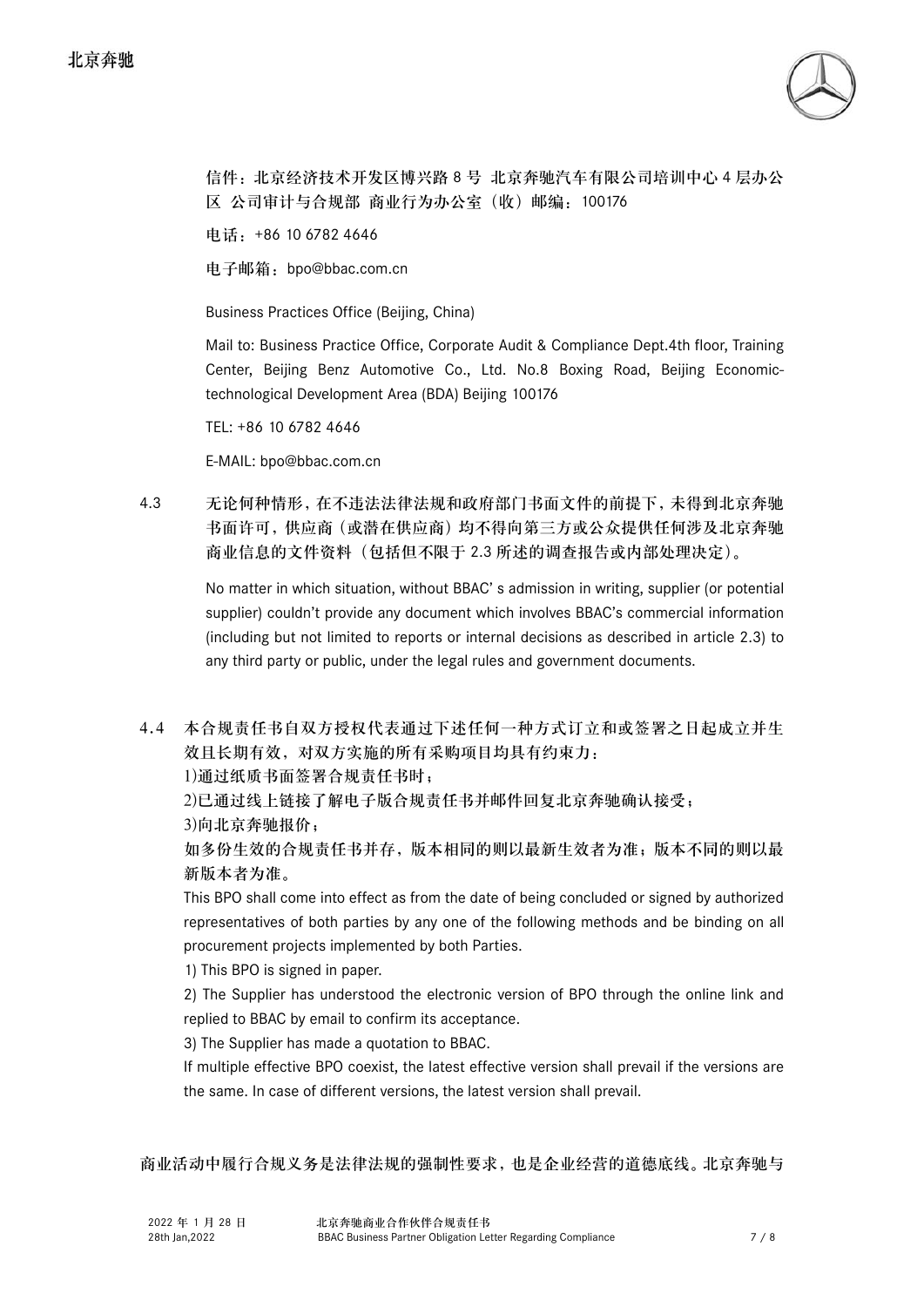信件：北京经济技术开发区博兴路 8 号 北京奔驰汽车有限公司培训中心 4 层办公区 公司审计与合规部 商业行为办公室（收）邮编：100176

电话：+86 10 6782 4646

电子邮箱：bpo@bbac.com.cn

Business Practices Office (Beijing, China)

Mail to: Business Practice Office, Corporate Audit & Compliance Dept.4th floor, Training Center, Beijing Benz Automotive Co., Ltd. No.8 Boxing Road, Beijing Economic-technological Development Area (BDA) Beijing 100176

TEL: +86 10 6782 4646

E-MAIL: bpo@bbac.com.cn

4.3 **无论何种情形，在不违法法律法规和政府部门书面文件的前提下，未得到北京奔驰书面许可，供应商（或潜在供应商）均不得向第三方或公众提供任何涉及北京奔驰商业信息的文件资料（包括但不限于 2.3 所述的调查报告或内部处理决定）。**

No matter in which situation, without BBAC' s admission in writing, supplier (or potential supplier) couldn't provide any document which involves BBAC's commercial information (including but not limited to reports or internal decisions as described in article 2.3) to any third party or public, under the legal rules and government documents.

4.4 **本合规责任书自双方授权代表通过下述任何一种方式订立和或签署之日起成立并生效且长期有效，对双方实施的所有采购项目均具有约束力：**

**1)通过纸质书面签署合规责任书时；**

**2)已通过线上链接了解电子版合规责任书并邮件回复北京奔驰确认接受；**

**3)向北京奔驰报价；**

**如多份生效的合规责任书并存，版本相同的则以最新生效者为准；版本不同的则以最新版本者为准。**

This BPO shall come into effect as from the date of being concluded or signed by authorized representatives of both parties by any one of the following methods and be binding on all procurement projects implemented by both Parties.

1) This BPO is signed in paper.

2) The Supplier has understood the electronic version of BPO through the online link and replied to BBAC by email to confirm its acceptance.

3) The Supplier has made a quotation to BBAC.

If multiple effective BPO coexist, the latest effective version shall prevail if the versions are the same. In case of different versions, the latest version shall prevail.

**商业活动中履行合规义务是法律法规的强制性要求，也是企业经营的道德底线。北京奔驰与**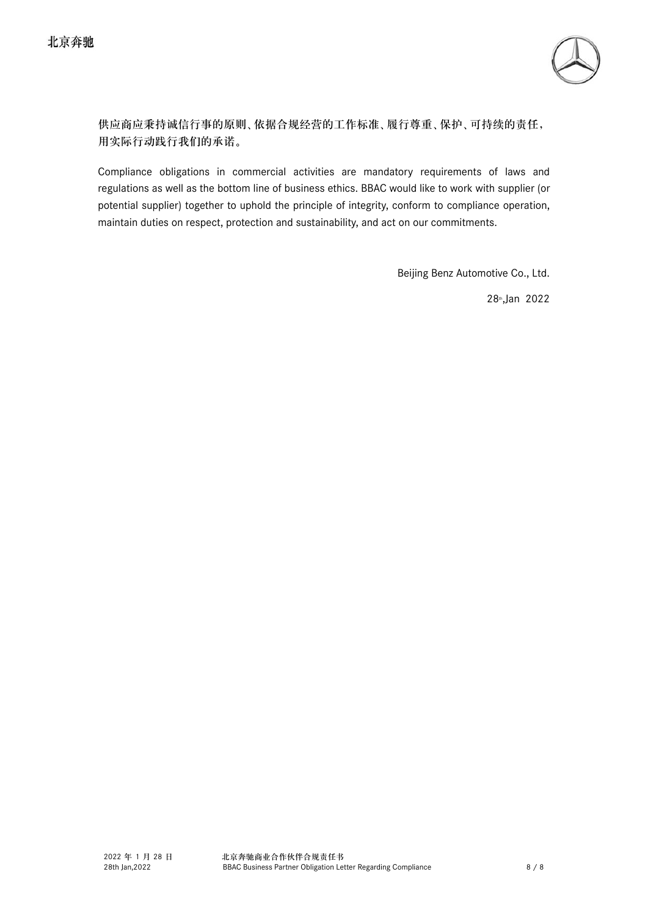**供应商应秉持诚信行事的原则、依据合规经营的工作标准、履行尊重、保护、可持续的责任，用实际行动践行我们的承诺。**

Compliance obligations in commercial activities are mandatory requirements of laws and regulations as well as the bottom line of business ethics. BBAC would like to work with supplier (or potential supplier) together to uphold the principle of integrity, conform to compliance operation, maintain duties on respect, protection and sustainability, and act on our commitments.

Beijing Benz Automotive Co., Ltd.

28th,Jan 2022